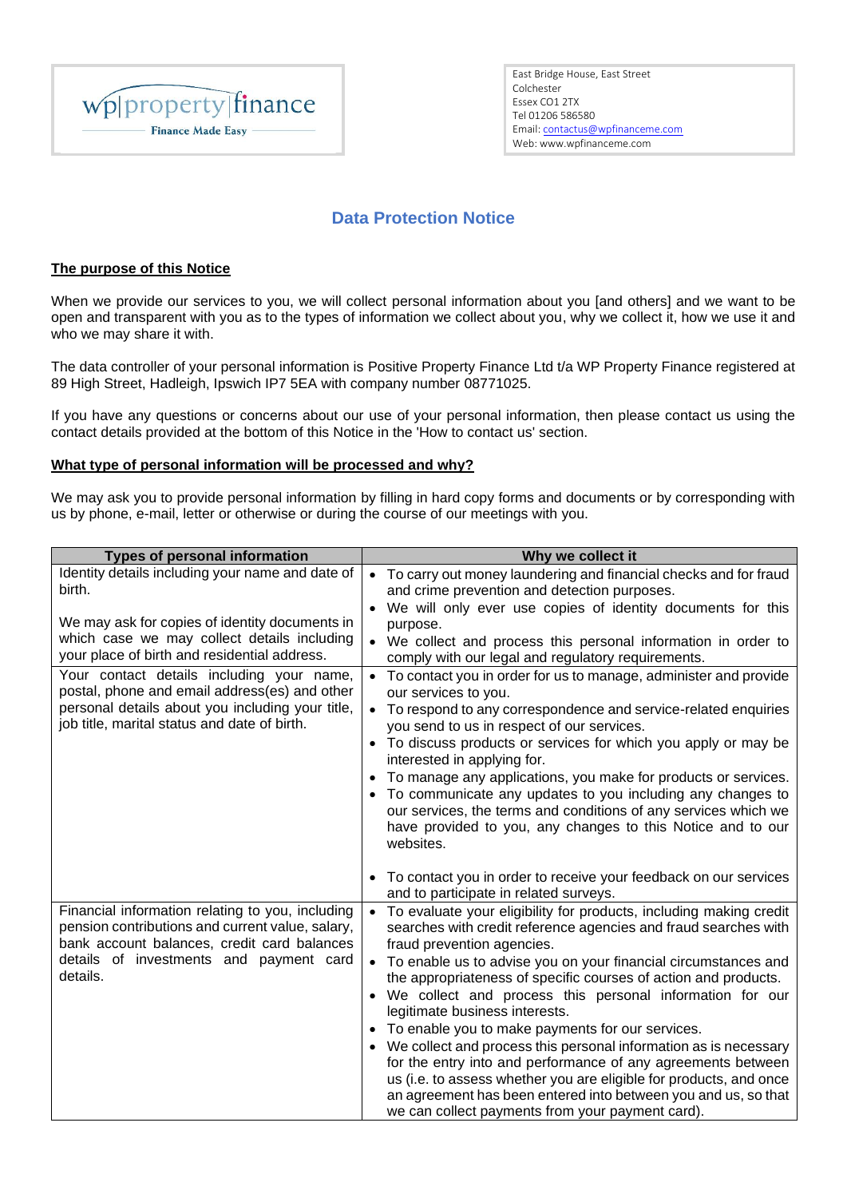wp|property|finance
Finance Made Easy

East Bridge House, East Street
Colchester
Essex CO1 2TX
Tel 01206 586580
Email: contactus@wpfinanceme.com
Web: www.wpfinanceme.com

# Data Protection Notice

## The purpose of this Notice

When we provide our services to you, we will collect personal information about you [and others] and we want to be open and transparent with you as to the types of information we collect about you, why we collect it, how we use it and who we may share it with.

The data controller of your personal information is Positive Property Finance Ltd t/a WP Property Finance registered at 89 High Street, Hadleigh, Ipswich IP7 5EA with company number 08771025.

If you have any questions or concerns about our use of your personal information, then please contact us using the contact details provided at the bottom of this Notice in the 'How to contact us' section.

## What type of personal information will be processed and why?

We may ask you to provide personal information by filling in hard copy forms and documents or by corresponding with us by phone, e-mail, letter or otherwise or during the course of our meetings with you.

| Types of personal information | Why we collect it |
|---|---|
| Identity details including your name and date of birth.<br><br>We may ask for copies of identity documents in which case we may collect details including your place of birth and residential address. | • To carry out money laundering and financial checks and for fraud and crime prevention and detection purposes.<br>• We will only ever use copies of identity documents for this purpose.<br>• We collect and process this personal information in order to comply with our legal and regulatory requirements. |
| Your contact details including your name, postal, phone and email address(es) and other personal details about you including your title, job title, marital status and date of birth. | • To contact you in order for us to manage, administer and provide our services to you.<br>• To respond to any correspondence and service-related enquiries you send to us in respect of our services.<br>• To discuss products or services for which you apply or may be interested in applying for.<br>• To manage any applications, you make for products or services.<br>• To communicate any updates to you including any changes to our services, the terms and conditions of any services which we have provided to you, any changes to this Notice and to our websites.<br><br>• To contact you in order to receive your feedback on our services and to participate in related surveys. |
| Financial information relating to you, including pension contributions and current value, salary, bank account balances, credit card balances details of investments and payment card details. | • To evaluate your eligibility for products, including making credit searches with credit reference agencies and fraud searches with fraud prevention agencies.<br>• To enable us to advise you on your financial circumstances and the appropriateness of specific courses of action and products.<br>• We collect and process this personal information for our legitimate business interests.<br>• To enable you to make payments for our services.<br>• We collect and process this personal information as is necessary for the entry into and performance of any agreements between us (i.e. to assess whether you are eligible for products, and once an agreement has been entered into between you and us, so that we can collect payments from your payment card). |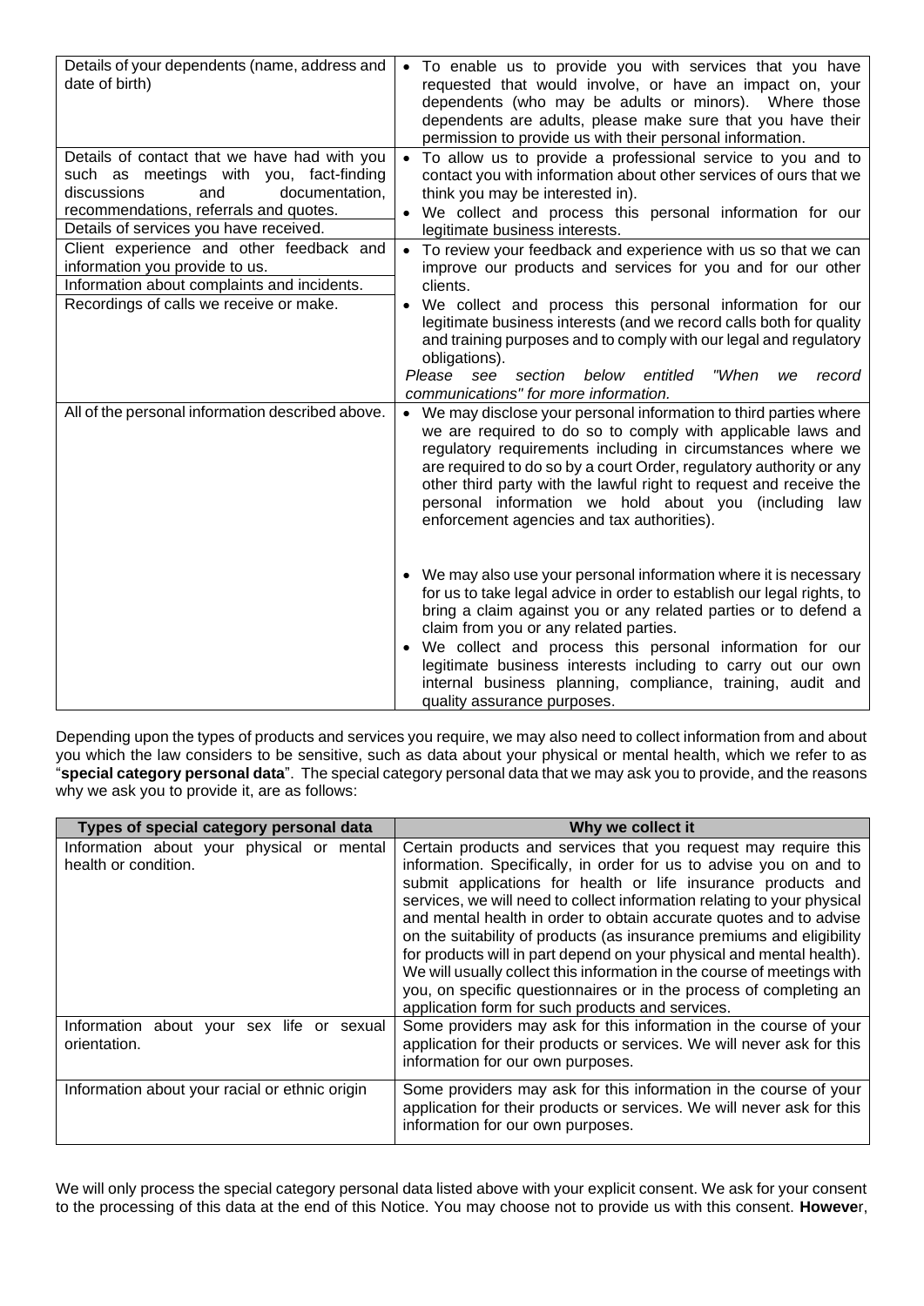| | |
|---|---|
| Details of your dependents (name, address and date of birth) | • To enable us to provide you with services that you have requested that would involve, or have an impact on, your dependents (who may be adults or minors). Where those dependents are adults, please make sure that you have their permission to provide us with their personal information. |
| Details of contact that we have had with you such as meetings with you, fact-finding discussions and documentation, recommendations, referrals and quotes.<br>Details of services you have received. | • To allow us to provide a professional service to you and to contact you with information about other services of ours that we think you may be interested in).<br>• We collect and process this personal information for our legitimate business interests. |
| Client experience and other feedback and information you provide to us.<br>Information about complaints and incidents.<br>Recordings of calls we receive or make. | • To review your feedback and experience with us so that we can improve our products and services for you and for our other clients.<br>• We collect and process this personal information for our legitimate business interests (and we record calls both for quality and training purposes and to comply with our legal and regulatory obligations).<br>*Please see section below entitled "When we record communications" for more information.* |
| All of the personal information described above. | • We may disclose your personal information to third parties where we are required to do so to comply with applicable laws and regulatory requirements including in circumstances where we are required to do so by a court Order, regulatory authority or any other third party with the lawful right to request and receive the personal information we hold about you (including law enforcement agencies and tax authorities).<br>• We may also use your personal information where it is necessary for us to take legal advice in order to establish our legal rights, to bring a claim against you or any related parties or to defend a claim from you or any related parties.<br>• We collect and process this personal information for our legitimate business interests including to carry out our own internal business planning, compliance, training, audit and quality assurance purposes. |

Depending upon the types of products and services you require, we may also need to collect information from and about you which the law considers to be sensitive, such as data about your physical or mental health, which we refer to as "**special category personal data**". The special category personal data that we may ask you to provide, and the reasons why we ask you to provide it, are as follows:

| Types of special category personal data | Why we collect it |
|---|---|
| Information about your physical or mental health or condition. | Certain products and services that you request may require this information. Specifically, in order for us to advise you on and to submit applications for health or life insurance products and services, we will need to collect information relating to your physical and mental health in order to obtain accurate quotes and to advise on the suitability of products (as insurance premiums and eligibility for products will in part depend on your physical and mental health). We will usually collect this information in the course of meetings with you, on specific questionnaires or in the process of completing an application form for such products and services. |
| Information about your sex life or sexual orientation. | Some providers may ask for this information in the course of your application for their products or services. We will never ask for this information for our own purposes. |
| Information about your racial or ethnic origin | Some providers may ask for this information in the course of your application for their products or services. We will never ask for this information for our own purposes. |

We will only process the special category personal data listed above with your explicit consent. We ask for your consent to the processing of this data at the end of this Notice. You may choose not to provide us with this consent. **Howeve**r,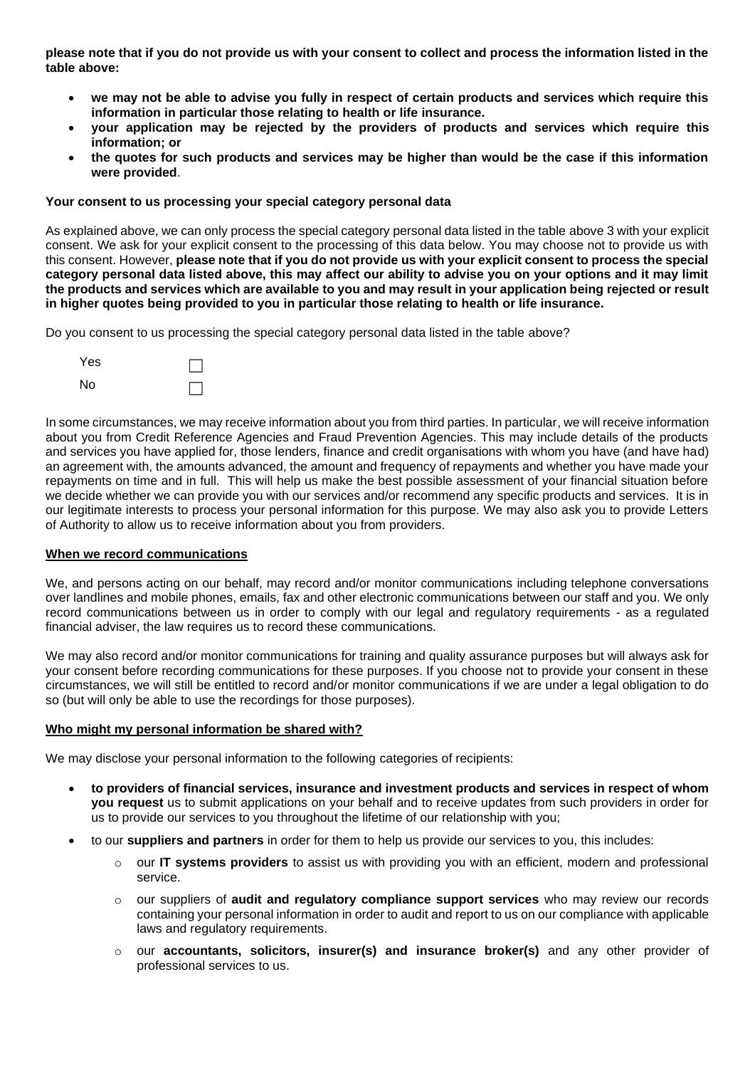**please note that if you do not provide us with your consent to collect and process the information listed in the table above:**

- **we may not be able to advise you fully in respect of certain products and services which require this information in particular those relating to health or life insurance.**
- **your application may be rejected by the providers of products and services which require this information; or**
- **the quotes for such products and services may be higher than would be the case if this information were provided**.

**Your consent to us processing your special category personal data**

As explained above, we can only process the special category personal data listed in the table above 3 with your explicit consent. We ask for your explicit consent to the processing of this data below. You may choose not to provide us with this consent. However, **please note that if you do not provide us with your explicit consent to process the special category personal data listed above, this may affect our ability to advise you on your options and it may limit the products and services which are available to you and may result in your application being rejected or result in higher quotes being provided to you in particular those relating to health or life insurance.**

Do you consent to us processing the special category personal data listed in the table above?

Yes ☐

No ☐

In some circumstances, we may receive information about you from third parties. In particular, we will receive information about you from Credit Reference Agencies and Fraud Prevention Agencies. This may include details of the products and services you have applied for, those lenders, finance and credit organisations with whom you have (and have had) an agreement with, the amounts advanced, the amount and frequency of repayments and whether you have made your repayments on time and in full. This will help us make the best possible assessment of your financial situation before we decide whether we can provide you with our services and/or recommend any specific products and services. It is in our legitimate interests to process your personal information for this purpose. We may also ask you to provide Letters of Authority to allow us to receive information about you from providers.

**When we record communications**

We, and persons acting on our behalf, may record and/or monitor communications including telephone conversations over landlines and mobile phones, emails, fax and other electronic communications between our staff and you. We only record communications between us in order to comply with our legal and regulatory requirements - as a regulated financial adviser, the law requires us to record these communications.

We may also record and/or monitor communications for training and quality assurance purposes but will always ask for your consent before recording communications for these purposes. If you choose not to provide your consent in these circumstances, we will still be entitled to record and/or monitor communications if we are under a legal obligation to do so (but will only be able to use the recordings for those purposes).

**Who might my personal information be shared with?**

We may disclose your personal information to the following categories of recipients:

- **to providers of financial services, insurance and investment products and services in respect of whom you request** us to submit applications on your behalf and to receive updates from such providers in order for us to provide our services to you throughout the lifetime of our relationship with you;
- to our **suppliers and partners** in order for them to help us provide our services to you, this includes:
  - our **IT systems providers** to assist us with providing you with an efficient, modern and professional service.
  - our suppliers of **audit and regulatory compliance support services** who may review our records containing your personal information in order to audit and report to us on our compliance with applicable laws and regulatory requirements.
  - our **accountants, solicitors, insurer(s) and insurance broker(s)** and any other provider of professional services to us.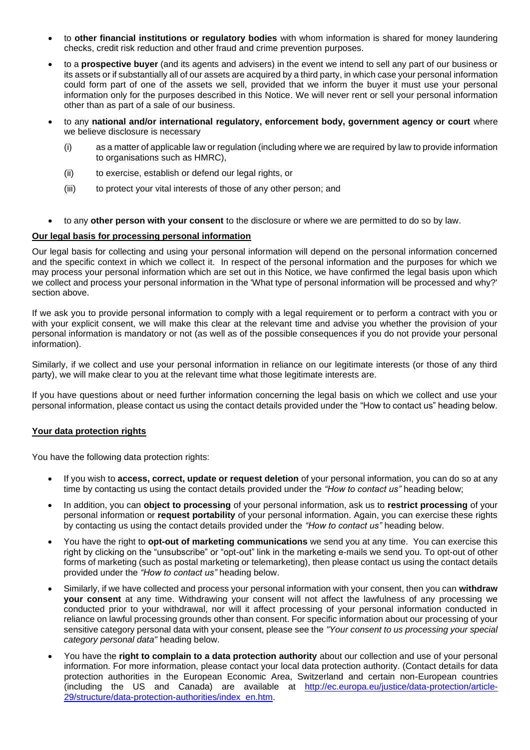- to **other financial institutions or regulatory bodies** with whom information is shared for money laundering checks, credit risk reduction and other fraud and crime prevention purposes.
- to a **prospective buyer** (and its agents and advisers) in the event we intend to sell any part of our business or its assets or if substantially all of our assets are acquired by a third party, in which case your personal information could form part of one of the assets we sell, provided that we inform the buyer it must use your personal information only for the purposes described in this Notice. We will never rent or sell your personal information other than as part of a sale of our business.
- to any **national and/or international regulatory, enforcement body, government agency or court** where we believe disclosure is necessary
  - (i) as a matter of applicable law or regulation (including where we are required by law to provide information to organisations such as HMRC),
  - (ii) to exercise, establish or defend our legal rights, or
  - (iii) to protect your vital interests of those of any other person; and
- to any **other person with your consent** to the disclosure or where we are permitted to do so by law.

**Our legal basis for processing personal information**

Our legal basis for collecting and using your personal information will depend on the personal information concerned and the specific context in which we collect it. In respect of the personal information and the purposes for which we may process your personal information which are set out in this Notice, we have confirmed the legal basis upon which we collect and process your personal information in the 'What type of personal information will be processed and why?' section above.

If we ask you to provide personal information to comply with a legal requirement or to perform a contract with you or with your explicit consent, we will make this clear at the relevant time and advise you whether the provision of your personal information is mandatory or not (as well as of the possible consequences if you do not provide your personal information).

Similarly, if we collect and use your personal information in reliance on our legitimate interests (or those of any third party), we will make clear to you at the relevant time what those legitimate interests are.

If you have questions about or need further information concerning the legal basis on which we collect and use your personal information, please contact us using the contact details provided under the "How to contact us" heading below.

**Your data protection rights**

You have the following data protection rights:

- If you wish to **access, correct, update or request deletion** of your personal information, you can do so at any time by contacting us using the contact details provided under the *"How to contact us"* heading below;
- In addition, you can **object to processing** of your personal information, ask us to **restrict processing** of your personal information or **request portability** of your personal information. Again, you can exercise these rights by contacting us using the contact details provided under the *"How to contact us"* heading below.
- You have the right to **opt-out of marketing communications** we send you at any time. You can exercise this right by clicking on the "unsubscribe" or "opt-out" link in the marketing e-mails we send you. To opt-out of other forms of marketing (such as postal marketing or telemarketing), then please contact us using the contact details provided under the *"How to contact us"* heading below.
- Similarly, if we have collected and process your personal information with your consent, then you can **withdraw your consent** at any time. Withdrawing your consent will not affect the lawfulness of any processing we conducted prior to your withdrawal, nor will it affect processing of your personal information conducted in reliance on lawful processing grounds other than consent. For specific information about our processing of your sensitive category personal data with your consent, please see the *"Your consent to us processing your special category personal data"* heading below.
- You have the **right to complain to a data protection authority** about our collection and use of your personal information. For more information, please contact your local data protection authority. (Contact details for data protection authorities in the European Economic Area, Switzerland and certain non-European countries (including the US and Canada) are available at [http://ec.europa.eu/justice/data-protection/article-29/structure/data-protection-authorities/index_en.htm](http://ec.europa.eu/justice/data-protection/article-29/structure/data-protection-authorities/index_en.htm).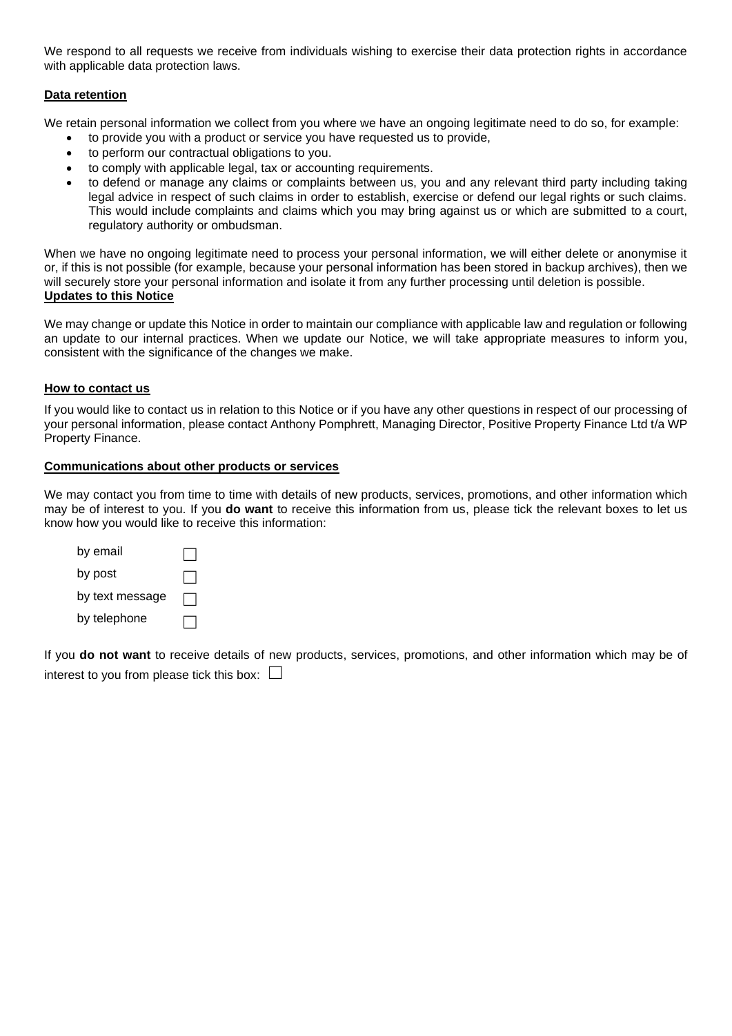We respond to all requests we receive from individuals wishing to exercise their data protection rights in accordance with applicable data protection laws.

**Data retention**

We retain personal information we collect from you where we have an ongoing legitimate need to do so, for example:

- to provide you with a product or service you have requested us to provide,
- to perform our contractual obligations to you.
- to comply with applicable legal, tax or accounting requirements.
- to defend or manage any claims or complaints between us, you and any relevant third party including taking legal advice in respect of such claims in order to establish, exercise or defend our legal rights or such claims. This would include complaints and claims which you may bring against us or which are submitted to a court, regulatory authority or ombudsman.

When we have no ongoing legitimate need to process your personal information, we will either delete or anonymise it or, if this is not possible (for example, because your personal information has been stored in backup archives), then we will securely store your personal information and isolate it from any further processing until deletion is possible.

**Updates to this Notice**

We may change or update this Notice in order to maintain our compliance with applicable law and regulation or following an update to our internal practices. When we update our Notice, we will take appropriate measures to inform you, consistent with the significance of the changes we make.

**How to contact us**

If you would like to contact us in relation to this Notice or if you have any other questions in respect of our processing of your personal information, please contact Anthony Pomphrett, Managing Director, Positive Property Finance Ltd t/a WP Property Finance.

**Communications about other products or services**

We may contact you from time to time with details of new products, services, promotions, and other information which may be of interest to you. If you **do want** to receive this information from us, please tick the relevant boxes to let us know how you would like to receive this information:

- by email ☐
- by post ☐
- by text message ☐
- by telephone ☐

If you **do not want** to receive details of new products, services, promotions, and other information which may be of interest to you from please tick this box: ☐